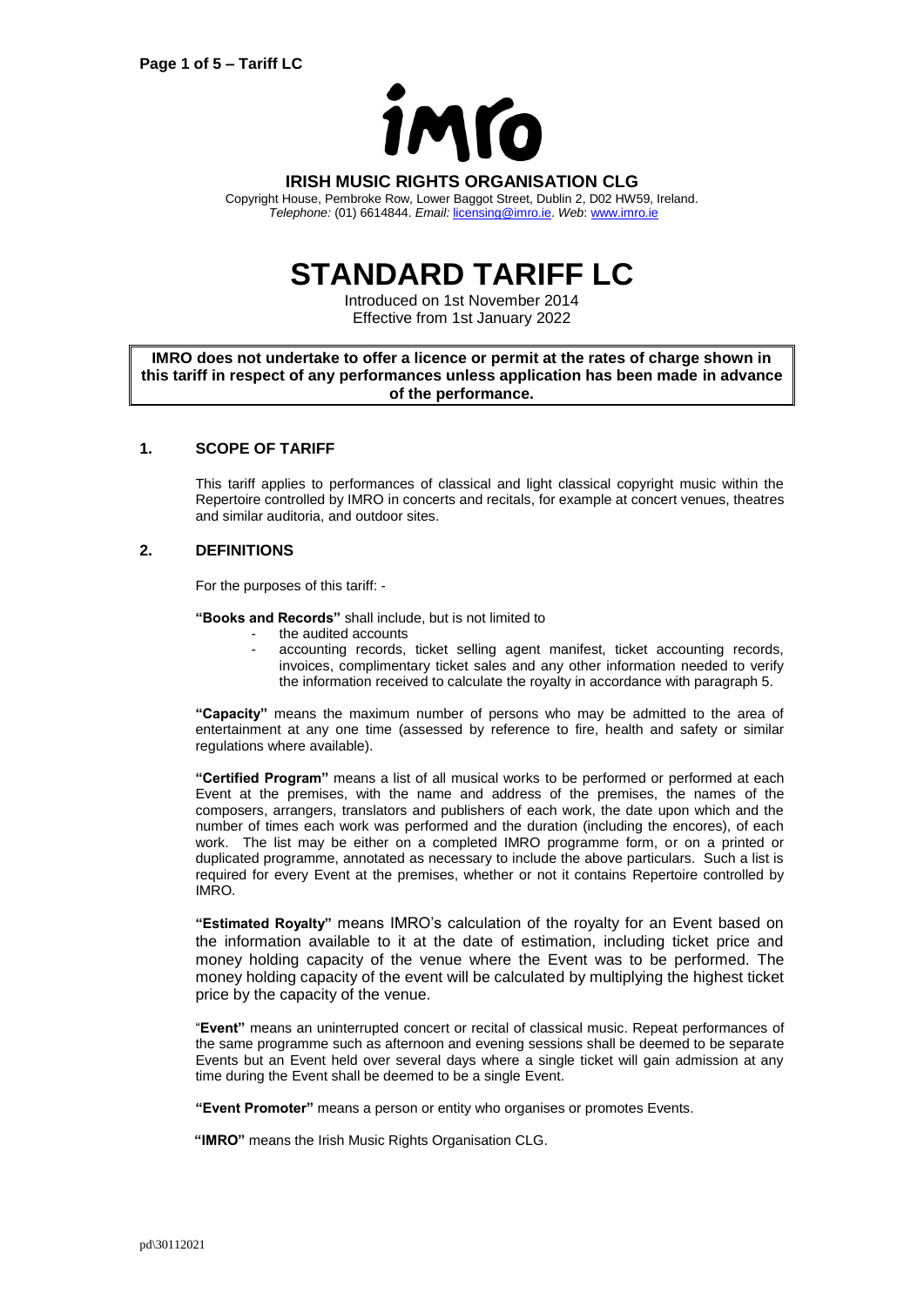**IRISH MUSIC RIGHTS ORGANISATION CLG**

Copyright House, Pembroke Row, Lower Baggot Street, Dublin 2, D02 HW59, Ireland.
*Telephone:* (01) 6614844. *Email:* licensing@imro.ie. *Web*: www.imro.ie

# STANDARD TARIFF LC

Introduced on 1st November 2014
Effective from 1st January 2022

**IMRO does not undertake to offer a licence or permit at the rates of charge shown in this tariff in respect of any performances unless application has been made in advance of the performance.**

## 1. SCOPE OF TARIFF

This tariff applies to performances of classical and light classical copyright music within the Repertoire controlled by IMRO in concerts and recitals, for example at concert venues, theatres and similar auditoria, and outdoor sites.

## 2. DEFINITIONS

For the purposes of this tariff: -

**"Books and Records"** shall include, but is not limited to

- the audited accounts
- accounting records, ticket selling agent manifest, ticket accounting records, invoices, complimentary ticket sales and any other information needed to verify the information received to calculate the royalty in accordance with paragraph 5.

**"Capacity"** means the maximum number of persons who may be admitted to the area of entertainment at any one time (assessed by reference to fire, health and safety or similar regulations where available).

**"Certified Program"** means a list of all musical works to be performed or performed at each Event at the premises, with the name and address of the premises, the names of the composers, arrangers, translators and publishers of each work, the date upon which and the number of times each work was performed and the duration (including the encores), of each work. The list may be either on a completed IMRO programme form, or on a printed or duplicated programme, annotated as necessary to include the above particulars. Such a list is required for every Event at the premises, whether or not it contains Repertoire controlled by IMRO.

**"Estimated Royalty"** means IMRO's calculation of the royalty for an Event based on the information available to it at the date of estimation, including ticket price and money holding capacity of the venue where the Event was to be performed. The money holding capacity of the event will be calculated by multiplying the highest ticket price by the capacity of the venue.

"**Event"** means an uninterrupted concert or recital of classical music. Repeat performances of the same programme such as afternoon and evening sessions shall be deemed to be separate Events but an Event held over several days where a single ticket will gain admission at any time during the Event shall be deemed to be a single Event.

**"Event Promoter"** means a person or entity who organises or promotes Events.

**"IMRO"** means the Irish Music Rights Organisation CLG.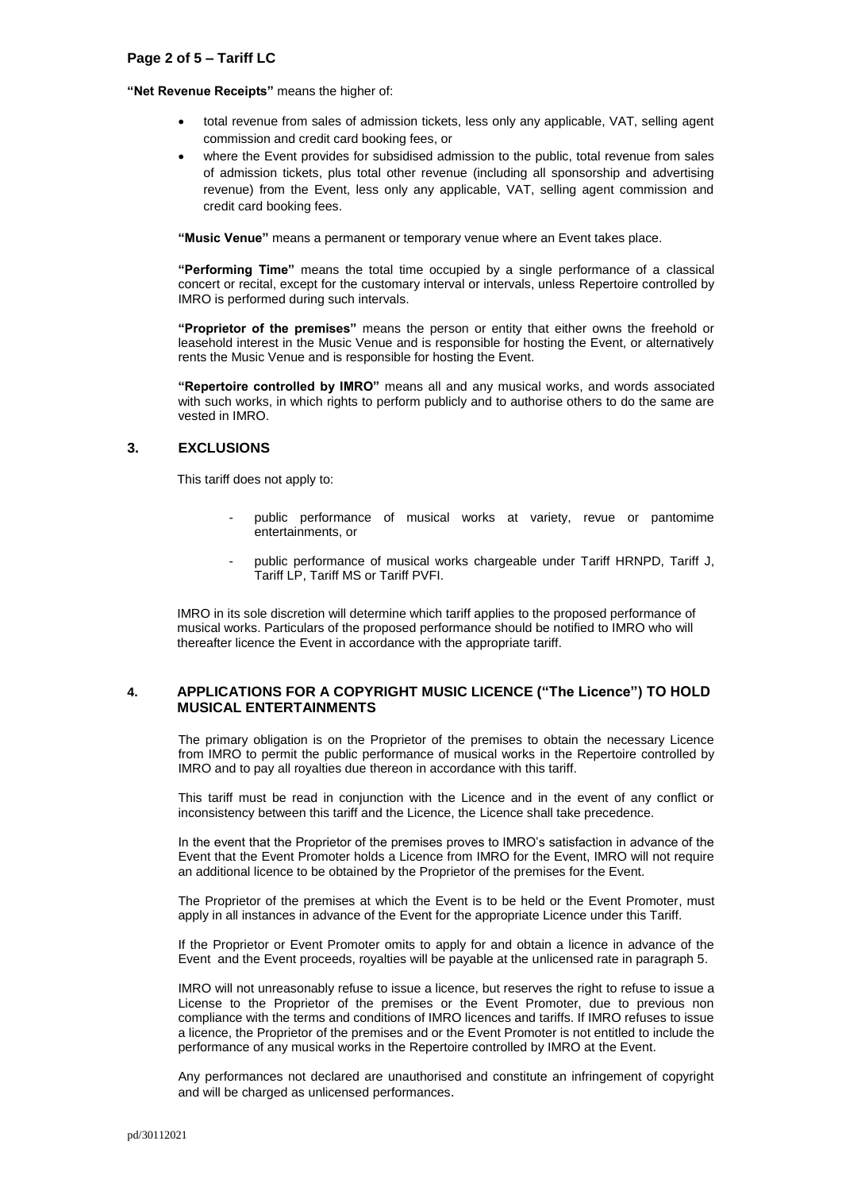**"Net Revenue Receipts"** means the higher of:

- total revenue from sales of admission tickets, less only any applicable, VAT, selling agent commission and credit card booking fees, or
- where the Event provides for subsidised admission to the public, total revenue from sales of admission tickets, plus total other revenue (including all sponsorship and advertising revenue) from the Event, less only any applicable, VAT, selling agent commission and credit card booking fees.

**"Music Venue"** means a permanent or temporary venue where an Event takes place.

**"Performing Time"** means the total time occupied by a single performance of a classical concert or recital, except for the customary interval or intervals, unless Repertoire controlled by IMRO is performed during such intervals.

**"Proprietor of the premises"** means the person or entity that either owns the freehold or leasehold interest in the Music Venue and is responsible for hosting the Event, or alternatively rents the Music Venue and is responsible for hosting the Event.

**"Repertoire controlled by IMRO"** means all and any musical works, and words associated with such works, in which rights to perform publicly and to authorise others to do the same are vested in IMRO.

## 3. EXCLUSIONS

This tariff does not apply to:

- public performance of musical works at variety, revue or pantomime entertainments, or
- public performance of musical works chargeable under Tariff HRNPD, Tariff J, Tariff LP, Tariff MS or Tariff PVFI.

IMRO in its sole discretion will determine which tariff applies to the proposed performance of musical works. Particulars of the proposed performance should be notified to IMRO who will thereafter licence the Event in accordance with the appropriate tariff.

## 4. APPLICATIONS FOR A COPYRIGHT MUSIC LICENCE ("The Licence") TO HOLD MUSICAL ENTERTAINMENTS

The primary obligation is on the Proprietor of the premises to obtain the necessary Licence from IMRO to permit the public performance of musical works in the Repertoire controlled by IMRO and to pay all royalties due thereon in accordance with this tariff.

This tariff must be read in conjunction with the Licence and in the event of any conflict or inconsistency between this tariff and the Licence, the Licence shall take precedence.

In the event that the Proprietor of the premises proves to IMRO's satisfaction in advance of the Event that the Event Promoter holds a Licence from IMRO for the Event, IMRO will not require an additional licence to be obtained by the Proprietor of the premises for the Event.

The Proprietor of the premises at which the Event is to be held or the Event Promoter, must apply in all instances in advance of the Event for the appropriate Licence under this Tariff.

If the Proprietor or Event Promoter omits to apply for and obtain a licence in advance of the Event and the Event proceeds, royalties will be payable at the unlicensed rate in paragraph 5.

IMRO will not unreasonably refuse to issue a licence, but reserves the right to refuse to issue a License to the Proprietor of the premises or the Event Promoter, due to previous non compliance with the terms and conditions of IMRO licences and tariffs. If IMRO refuses to issue a licence, the Proprietor of the premises and or the Event Promoter is not entitled to include the performance of any musical works in the Repertoire controlled by IMRO at the Event.

Any performances not declared are unauthorised and constitute an infringement of copyright and will be charged as unlicensed performances.

pd/30112021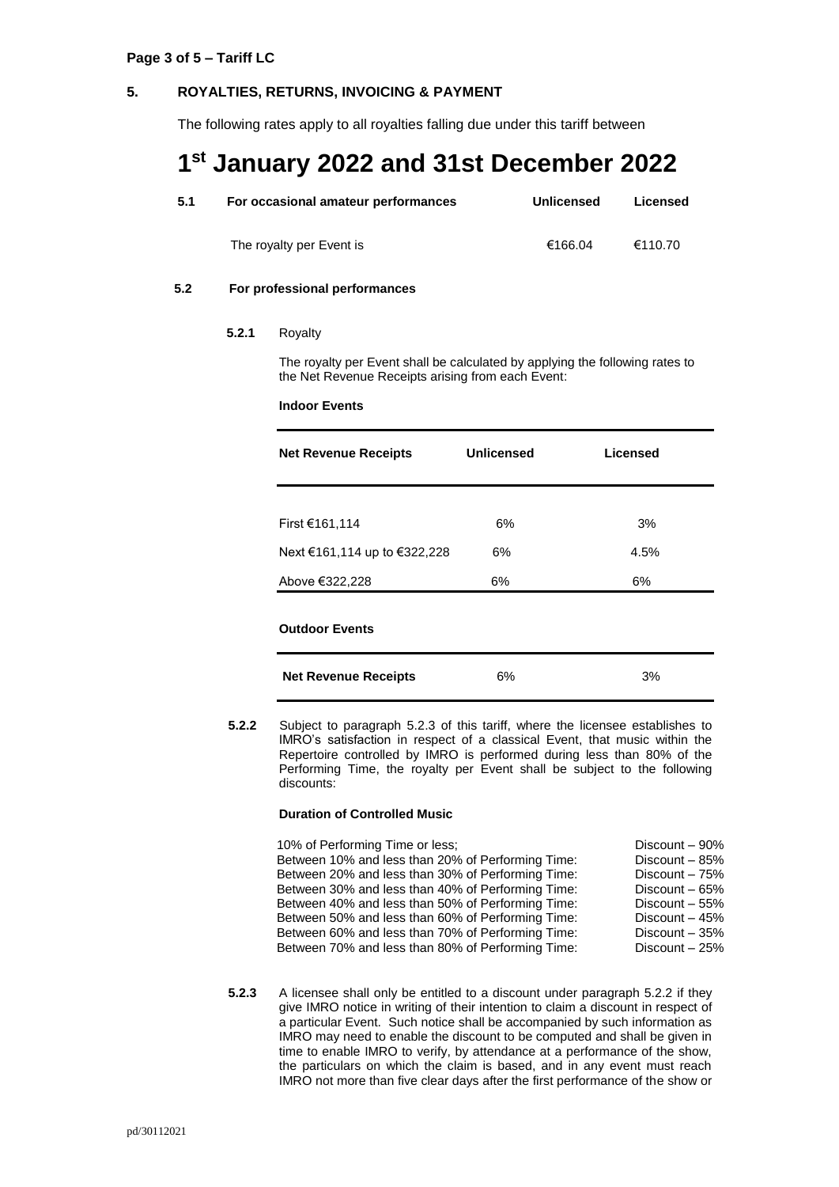## 5. ROYALTIES, RETURNS, INVOICING & PAYMENT

The following rates apply to all royalties falling due under this tariff between

# 1st January 2022 and 31st December 2022

**5.1 For occasional amateur performances**

| | Unlicensed | Licensed |
|---|---|---|
| The royalty per Event is | €166.04 | €110.70 |

**5.2 For professional performances**

**5.2.1** Royalty

The royalty per Event shall be calculated by applying the following rates to the Net Revenue Receipts arising from each Event:

**Indoor Events**

| Net Revenue Receipts | Unlicensed | Licensed |
|---|---|---|
| First €161,114 | 6% | 3% |
| Next €161,114 up to €322,228 | 6% | 4.5% |
| Above €322,228 | 6% | 6% |

**Outdoor Events**

| | | |
|---|---|---|
| **Net Revenue Receipts** | 6% | 3% |

**5.2.2** Subject to paragraph 5.2.3 of this tariff, where the licensee establishes to IMRO's satisfaction in respect of a classical Event, that music within the Repertoire controlled by IMRO is performed during less than 80% of the Performing Time, the royalty per Event shall be subject to the following discounts:

**Duration of Controlled Music**

| | |
|---|---|
| 10% of Performing Time or less; | Discount – 90% |
| Between 10% and less than 20% of Performing Time: | Discount – 85% |
| Between 20% and less than 30% of Performing Time: | Discount – 75% |
| Between 30% and less than 40% of Performing Time: | Discount – 65% |
| Between 40% and less than 50% of Performing Time: | Discount – 55% |
| Between 50% and less than 60% of Performing Time: | Discount – 45% |
| Between 60% and less than 70% of Performing Time: | Discount – 35% |
| Between 70% and less than 80% of Performing Time: | Discount – 25% |

**5.2.3** A licensee shall only be entitled to a discount under paragraph 5.2.2 if they give IMRO notice in writing of their intention to claim a discount in respect of a particular Event. Such notice shall be accompanied by such information as IMRO may need to enable the discount to be computed and shall be given in time to enable IMRO to verify, by attendance at a performance of the show, the particulars on which the claim is based, and in any event must reach IMRO not more than five clear days after the first performance of the show or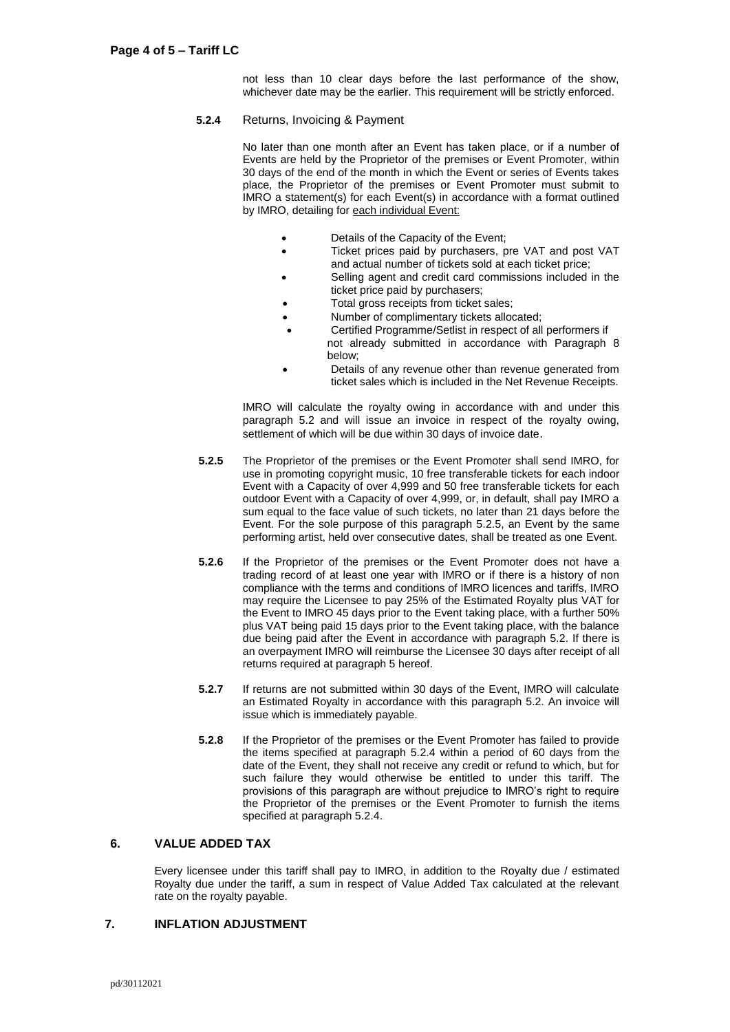not less than 10 clear days before the last performance of the show, whichever date may be the earlier. This requirement will be strictly enforced.

**5.2.4** Returns, Invoicing & Payment

No later than one month after an Event has taken place, or if a number of Events are held by the Proprietor of the premises or Event Promoter, within 30 days of the end of the month in which the Event or series of Events takes place, the Proprietor of the premises or Event Promoter must submit to IMRO a statement(s) for each Event(s) in accordance with a format outlined by IMRO, detailing for each individual Event:

- Details of the Capacity of the Event;
- Ticket prices paid by purchasers, pre VAT and post VAT and actual number of tickets sold at each ticket price;
- Selling agent and credit card commissions included in the ticket price paid by purchasers;
- Total gross receipts from ticket sales;
- Number of complimentary tickets allocated;
- Certified Programme/Setlist in respect of all performers if not already submitted in accordance with Paragraph 8 below;
- Details of any revenue other than revenue generated from ticket sales which is included in the Net Revenue Receipts.

IMRO will calculate the royalty owing in accordance with and under this paragraph 5.2 and will issue an invoice in respect of the royalty owing, settlement of which will be due within 30 days of invoice date.

**5.2.5** The Proprietor of the premises or the Event Promoter shall send IMRO, for use in promoting copyright music, 10 free transferable tickets for each indoor Event with a Capacity of over 4,999 and 50 free transferable tickets for each outdoor Event with a Capacity of over 4,999, or, in default, shall pay IMRO a sum equal to the face value of such tickets, no later than 21 days before the Event. For the sole purpose of this paragraph 5.2.5, an Event by the same performing artist, held over consecutive dates, shall be treated as one Event.

**5.2.6** If the Proprietor of the premises or the Event Promoter does not have a trading record of at least one year with IMRO or if there is a history of non compliance with the terms and conditions of IMRO licences and tariffs, IMRO may require the Licensee to pay 25% of the Estimated Royalty plus VAT for the Event to IMRO 45 days prior to the Event taking place, with a further 50% plus VAT being paid 15 days prior to the Event taking place, with the balance due being paid after the Event in accordance with paragraph 5.2. If there is an overpayment IMRO will reimburse the Licensee 30 days after receipt of all returns required at paragraph 5 hereof.

**5.2.7** If returns are not submitted within 30 days of the Event, IMRO will calculate an Estimated Royalty in accordance with this paragraph 5.2. An invoice will issue which is immediately payable.

**5.2.8** If the Proprietor of the premises or the Event Promoter has failed to provide the items specified at paragraph 5.2.4 within a period of 60 days from the date of the Event, they shall not receive any credit or refund to which, but for such failure they would otherwise be entitled to under this tariff. The provisions of this paragraph are without prejudice to IMRO's right to require the Proprietor of the premises or the Event Promoter to furnish the items specified at paragraph 5.2.4.

## 6. VALUE ADDED TAX

Every licensee under this tariff shall pay to IMRO, in addition to the Royalty due / estimated Royalty due under the tariff, a sum in respect of Value Added Tax calculated at the relevant rate on the royalty payable.

## 7. INFLATION ADJUSTMENT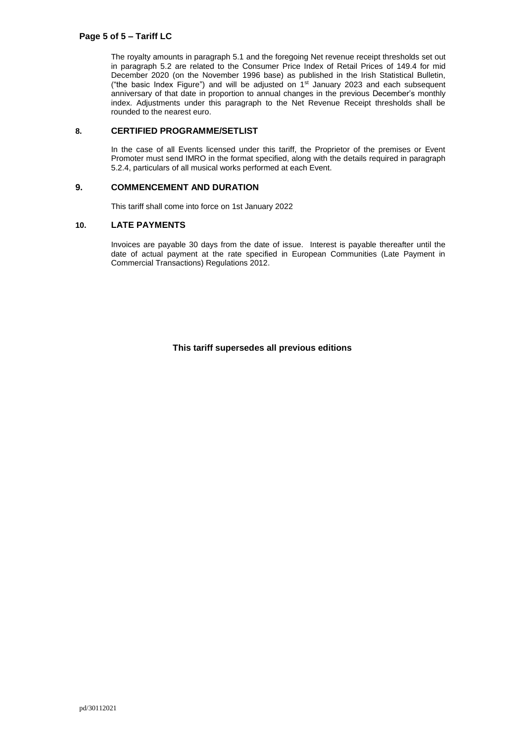The royalty amounts in paragraph 5.1 and the foregoing Net revenue receipt thresholds set out in paragraph 5.2 are related to the Consumer Price Index of Retail Prices of 149.4 for mid December 2020 (on the November 1996 base) as published in the Irish Statistical Bulletin, ("the basic Index Figure") and will be adjusted on 1st January 2023 and each subsequent anniversary of that date in proportion to annual changes in the previous December's monthly index. Adjustments under this paragraph to the Net Revenue Receipt thresholds shall be rounded to the nearest euro.

## 8. CERTIFIED PROGRAMME/SETLIST

In the case of all Events licensed under this tariff, the Proprietor of the premises or Event Promoter must send IMRO in the format specified, along with the details required in paragraph 5.2.4, particulars of all musical works performed at each Event.

## 9. COMMENCEMENT AND DURATION

This tariff shall come into force on 1st January 2022

## 10. LATE PAYMENTS

Invoices are payable 30 days from the date of issue. Interest is payable thereafter until the date of actual payment at the rate specified in European Communities (Late Payment in Commercial Transactions) Regulations 2012.

**This tariff supersedes all previous editions**

pd/30112021